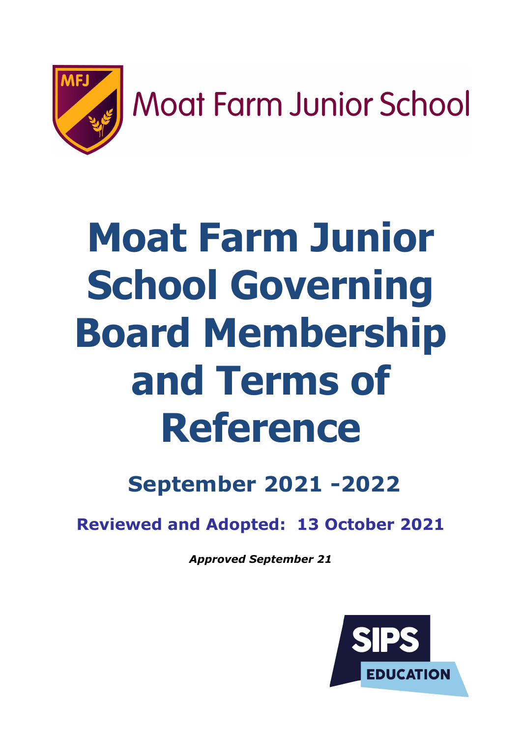Moat Farm Junior School

# Moat Farm Junior School Governing Board Membership and Terms of Reference

## September 2021 -2022

### Reviewed and Adopted: 13 October 2021

***Approved September 21***

SIPS EDUCATION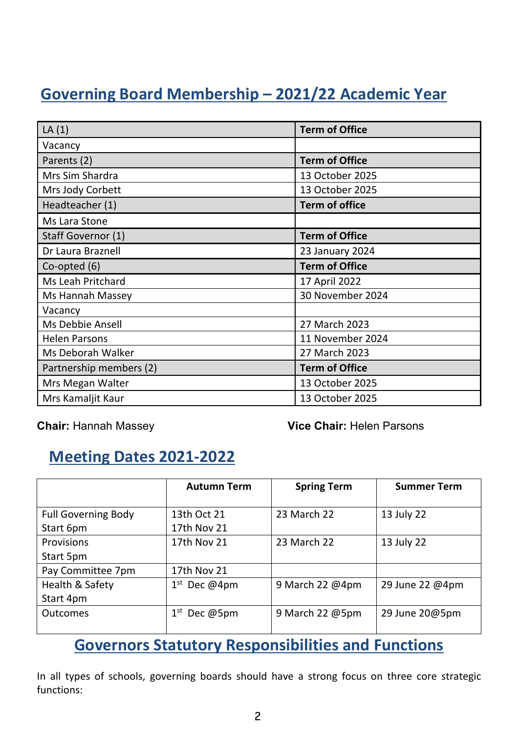## Governing Board Membership – 2021/22 Academic Year

| LA (1) | Term of Office |
|---|---|
| Vacancy | |
| **Parents (2)** | **Term of Office** |
| Mrs Sim Shardra | 13 October 2025 |
| Mrs Jody Corbett | 13 October 2025 |
| **Headteacher (1)** | **Term of office** |
| Ms Lara Stone | |
| **Staff Governor (1)** | **Term of Office** |
| Dr Laura Braznell | 23 January 2024 |
| **Co-opted (6)** | **Term of Office** |
| Ms Leah Pritchard | 17 April 2022 |
| Ms Hannah Massey | 30 November 2024 |
| Vacancy | |
| Ms Debbie Ansell | 27 March 2023 |
| Helen Parsons | 11 November 2024 |
| Ms Deborah Walker | 27 March 2023 |
| **Partnership members (2)** | **Term of Office** |
| Mrs Megan Walter | 13 October 2025 |
| Mrs Kamaljit Kaur | 13 October 2025 |

**Chair:** Hannah Massey **Vice Chair:** Helen Parsons

## Meeting Dates 2021-2022

| | Autumn Term | Spring Term | Summer Term |
|---|---|---|---|
| Full Governing Body Start 6pm | 13th Oct 21 17th Nov 21 | 23 March 22 | 13 July 22 |
| Provisions Start 5pm | 17th Nov 21 | 23 March 22 | 13 July 22 |
| Pay Committee 7pm | 17th Nov 21 | | |
| Health & Safety Start 4pm | 1st Dec @4pm | 9 March 22 @4pm | 29 June 22 @4pm |
| Outcomes | 1st Dec @5pm | 9 March 22 @5pm | 29 June 20@5pm |

## Governors Statutory Responsibilities and Functions

In all types of schools, governing boards should have a strong focus on three core strategic functions: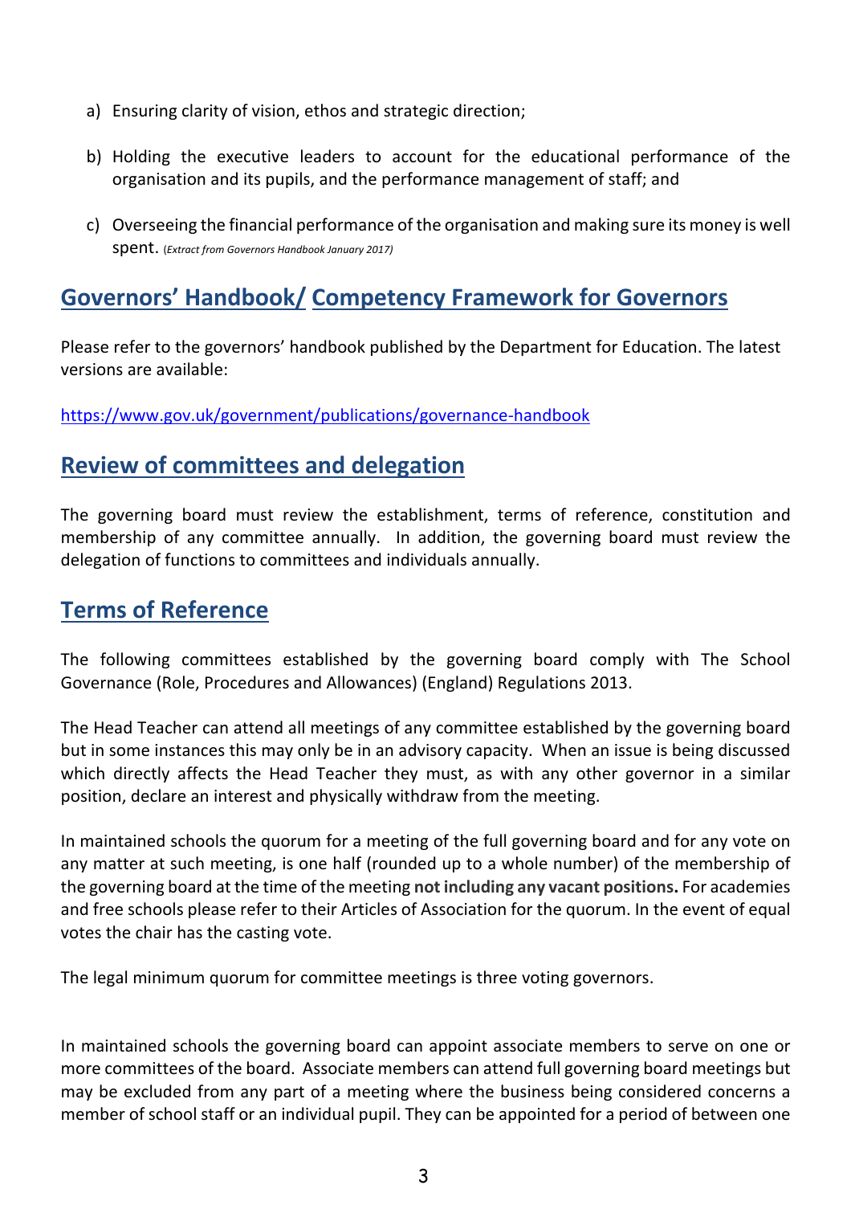a) Ensuring clarity of vision, ethos and strategic direction;

b) Holding the executive leaders to account for the educational performance of the organisation and its pupils, and the performance management of staff; and

c) Overseeing the financial performance of the organisation and making sure its money is well spent. (*Extract from Governors Handbook January 2017)*

## Governors' Handbook/ Competency Framework for Governors

Please refer to the governors' handbook published by the Department for Education. The latest versions are available:

https://www.gov.uk/government/publications/governance-handbook

## Review of committees and delegation

The governing board must review the establishment, terms of reference, constitution and membership of any committee annually. In addition, the governing board must review the delegation of functions to committees and individuals annually.

## Terms of Reference

The following committees established by the governing board comply with The School Governance (Role, Procedures and Allowances) (England) Regulations 2013.

The Head Teacher can attend all meetings of any committee established by the governing board but in some instances this may only be in an advisory capacity. When an issue is being discussed which directly affects the Head Teacher they must, as with any other governor in a similar position, declare an interest and physically withdraw from the meeting.

In maintained schools the quorum for a meeting of the full governing board and for any vote on any matter at such meeting, is one half (rounded up to a whole number) of the membership of the governing board at the time of the meeting **not including any vacant positions.** For academies and free schools please refer to their Articles of Association for the quorum. In the event of equal votes the chair has the casting vote.

The legal minimum quorum for committee meetings is three voting governors.

In maintained schools the governing board can appoint associate members to serve on one or more committees of the board. Associate members can attend full governing board meetings but may be excluded from any part of a meeting where the business being considered concerns a member of school staff or an individual pupil. They can be appointed for a period of between one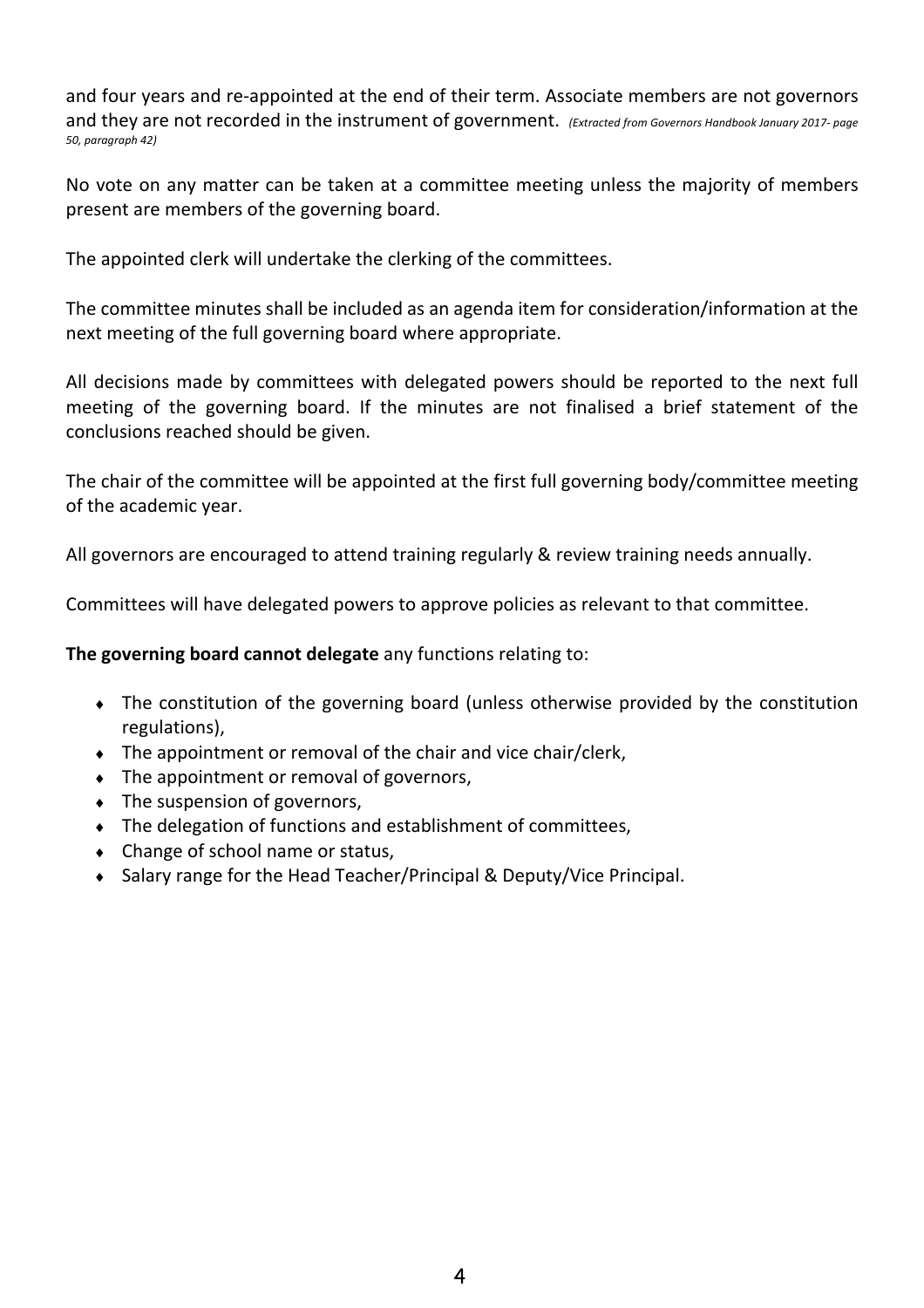and four years and re-appointed at the end of their term. Associate members are not governors and they are not recorded in the instrument of government. *(Extracted from Governors Handbook January 2017- page 50, paragraph 42)*

No vote on any matter can be taken at a committee meeting unless the majority of members present are members of the governing board.

The appointed clerk will undertake the clerking of the committees.

The committee minutes shall be included as an agenda item for consideration/information at the next meeting of the full governing board where appropriate.

All decisions made by committees with delegated powers should be reported to the next full meeting of the governing board. If the minutes are not finalised a brief statement of the conclusions reached should be given.

The chair of the committee will be appointed at the first full governing body/committee meeting of the academic year.

All governors are encouraged to attend training regularly & review training needs annually.

Committees will have delegated powers to approve policies as relevant to that committee.

**The governing board cannot delegate** any functions relating to:

- The constitution of the governing board (unless otherwise provided by the constitution regulations),
- The appointment or removal of the chair and vice chair/clerk,
- The appointment or removal of governors,
- The suspension of governors,
- The delegation of functions and establishment of committees,
- Change of school name or status,
- Salary range for the Head Teacher/Principal & Deputy/Vice Principal.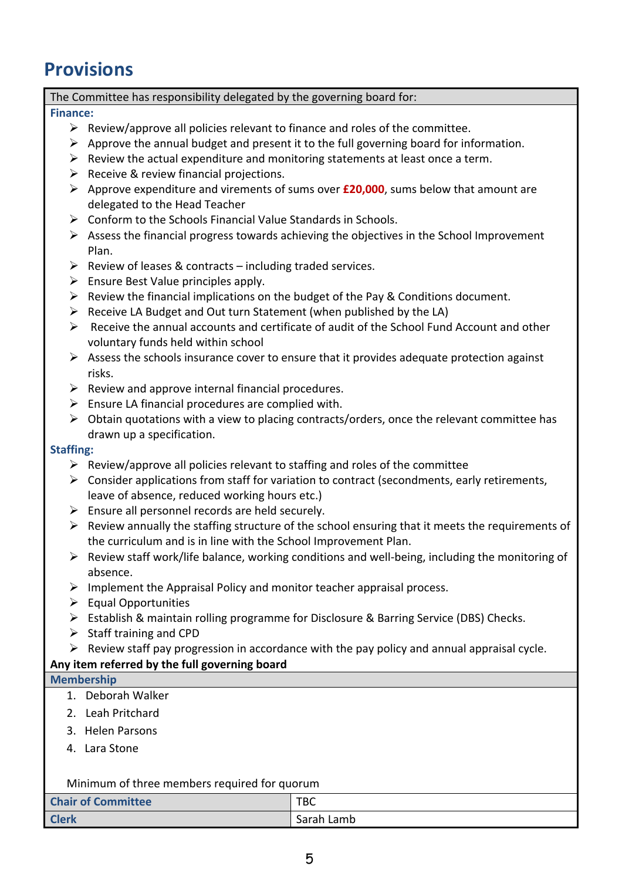# Provisions

The Committee has responsibility delegated by the governing board for:

**Finance:**

- Review/approve all policies relevant to finance and roles of the committee.
- Approve the annual budget and present it to the full governing board for information.
- Review the actual expenditure and monitoring statements at least once a term.
- Receive & review financial projections.
- Approve expenditure and virements of sums over **£20,000**, sums below that amount are delegated to the Head Teacher
- Conform to the Schools Financial Value Standards in Schools.
- Assess the financial progress towards achieving the objectives in the School Improvement Plan.
- Review of leases & contracts – including traded services.
- Ensure Best Value principles apply.
- Review the financial implications on the budget of the Pay & Conditions document.
- Receive LA Budget and Out turn Statement (when published by the LA)
- Receive the annual accounts and certificate of audit of the School Fund Account and other voluntary funds held within school
- Assess the schools insurance cover to ensure that it provides adequate protection against risks.
- Review and approve internal financial procedures.
- Ensure LA financial procedures are complied with.
- Obtain quotations with a view to placing contracts/orders, once the relevant committee has drawn up a specification.

**Staffing:**

- Review/approve all policies relevant to staffing and roles of the committee
- Consider applications from staff for variation to contract (secondments, early retirements, leave of absence, reduced working hours etc.)
- Ensure all personnel records are held securely.
- Review annually the staffing structure of the school ensuring that it meets the requirements of the curriculum and is in line with the School Improvement Plan.
- Review staff work/life balance, working conditions and well-being, including the monitoring of absence.
- Implement the Appraisal Policy and monitor teacher appraisal process.
- Equal Opportunities
- Establish & maintain rolling programme for Disclosure & Barring Service (DBS) Checks.
- Staff training and CPD
- Review staff pay progression in accordance with the pay policy and annual appraisal cycle.

**Any item referred by the full governing board**

**Membership**

1. Deborah Walker
2. Leah Pritchard
3. Helen Parsons
4. Lara Stone

Minimum of three members required for quorum

| **Chair of Committee** | TBC |
|---|---|
| **Clerk** | Sarah Lamb |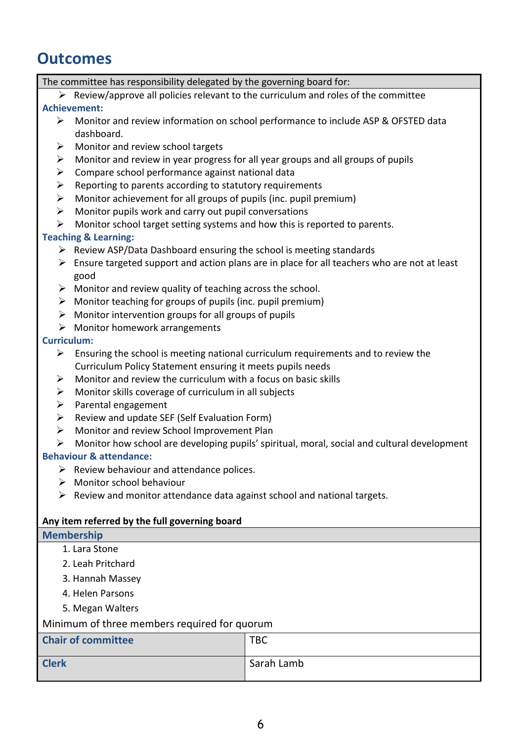## Outcomes

The committee has responsibility delegated by the governing board for:

- Review/approve all policies relevant to the curriculum and roles of the committee

**Achievement:**

- Monitor and review information on school performance to include ASP & OFSTED data dashboard.
- Monitor and review school targets
- Monitor and review in year progress for all year groups and all groups of pupils
- Compare school performance against national data
- Reporting to parents according to statutory requirements
- Monitor achievement for all groups of pupils (inc. pupil premium)
- Monitor pupils work and carry out pupil conversations
- Monitor school target setting systems and how this is reported to parents.

**Teaching & Learning:**

- Review ASP/Data Dashboard ensuring the school is meeting standards
- Ensure targeted support and action plans are in place for all teachers who are not at least good
- Monitor and review quality of teaching across the school.
- Monitor teaching for groups of pupils (inc. pupil premium)
- Monitor intervention groups for all groups of pupils
- Monitor homework arrangements

**Curriculum:**

- Ensuring the school is meeting national curriculum requirements and to review the Curriculum Policy Statement ensuring it meets pupils needs
- Monitor and review the curriculum with a focus on basic skills
- Monitor skills coverage of curriculum in all subjects
- Parental engagement
- Review and update SEF (Self Evaluation Form)
- Monitor and review School Improvement Plan
- Monitor how school are developing pupils' spiritual, moral, social and cultural development

**Behaviour & attendance:**

- Review behaviour and attendance polices.
- Monitor school behaviour
- Review and monitor attendance data against school and national targets.

**Any item referred by the full governing board**

### Membership

1. Lara Stone
2. Leah Pritchard
3. Hannah Massey
4. Helen Parsons
5. Megan Walters

Minimum of three members required for quorum

| | |
|---|---|
| **Chair of committee** | TBC |
| **Clerk** | Sarah Lamb |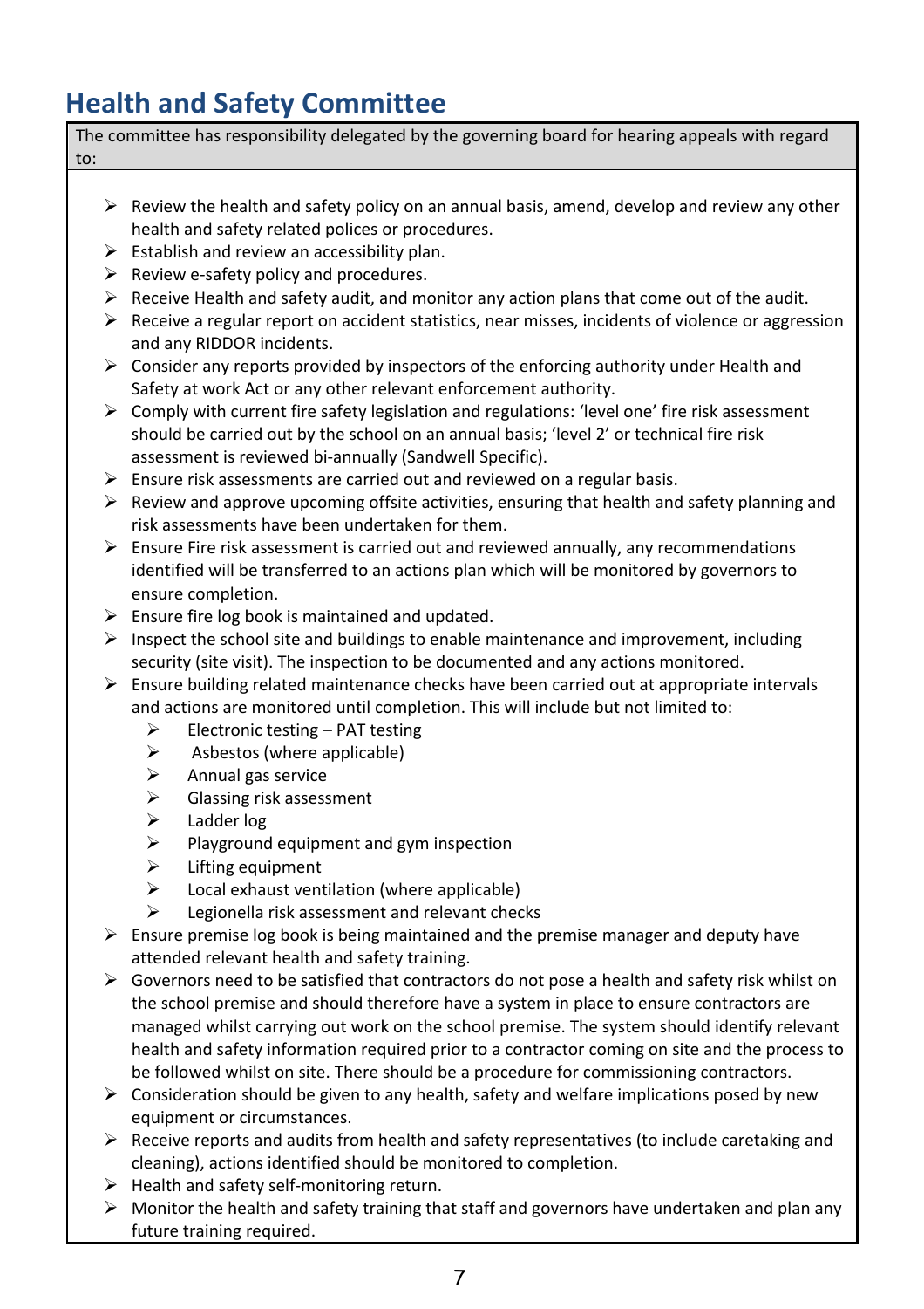## Health and Safety Committee

| The committee has responsibility delegated by the governing board for hearing appeals with regard to: |
|---|

- Review the health and safety policy on an annual basis, amend, develop and review any other health and safety related polices or procedures.
- Establish and review an accessibility plan.
- Review e-safety policy and procedures.
- Receive Health and safety audit, and monitor any action plans that come out of the audit.
- Receive a regular report on accident statistics, near misses, incidents of violence or aggression and any RIDDOR incidents.
- Consider any reports provided by inspectors of the enforcing authority under Health and Safety at work Act or any other relevant enforcement authority.
- Comply with current fire safety legislation and regulations: 'level one' fire risk assessment should be carried out by the school on an annual basis; 'level 2' or technical fire risk assessment is reviewed bi-annually (Sandwell Specific).
- Ensure risk assessments are carried out and reviewed on a regular basis.
- Review and approve upcoming offsite activities, ensuring that health and safety planning and risk assessments have been undertaken for them.
- Ensure Fire risk assessment is carried out and reviewed annually, any recommendations identified will be transferred to an actions plan which will be monitored by governors to ensure completion.
- Ensure fire log book is maintained and updated.
- Inspect the school site and buildings to enable maintenance and improvement, including security (site visit). The inspection to be documented and any actions monitored.
- Ensure building related maintenance checks have been carried out at appropriate intervals and actions are monitored until completion. This will include but not limited to:
  - Electronic testing – PAT testing
  - Asbestos (where applicable)
  - Annual gas service
  - Glassing risk assessment
  - Ladder log
  - Playground equipment and gym inspection
  - Lifting equipment
  - Local exhaust ventilation (where applicable)
  - Legionella risk assessment and relevant checks
- Ensure premise log book is being maintained and the premise manager and deputy have attended relevant health and safety training.
- Governors need to be satisfied that contractors do not pose a health and safety risk whilst on the school premise and should therefore have a system in place to ensure contractors are managed whilst carrying out work on the school premise. The system should identify relevant health and safety information required prior to a contractor coming on site and the process to be followed whilst on site. There should be a procedure for commissioning contractors.
- Consideration should be given to any health, safety and welfare implications posed by new equipment or circumstances.
- Receive reports and audits from health and safety representatives (to include caretaking and cleaning), actions identified should be monitored to completion.
- Health and safety self-monitoring return.
- Monitor the health and safety training that staff and governors have undertaken and plan any future training required.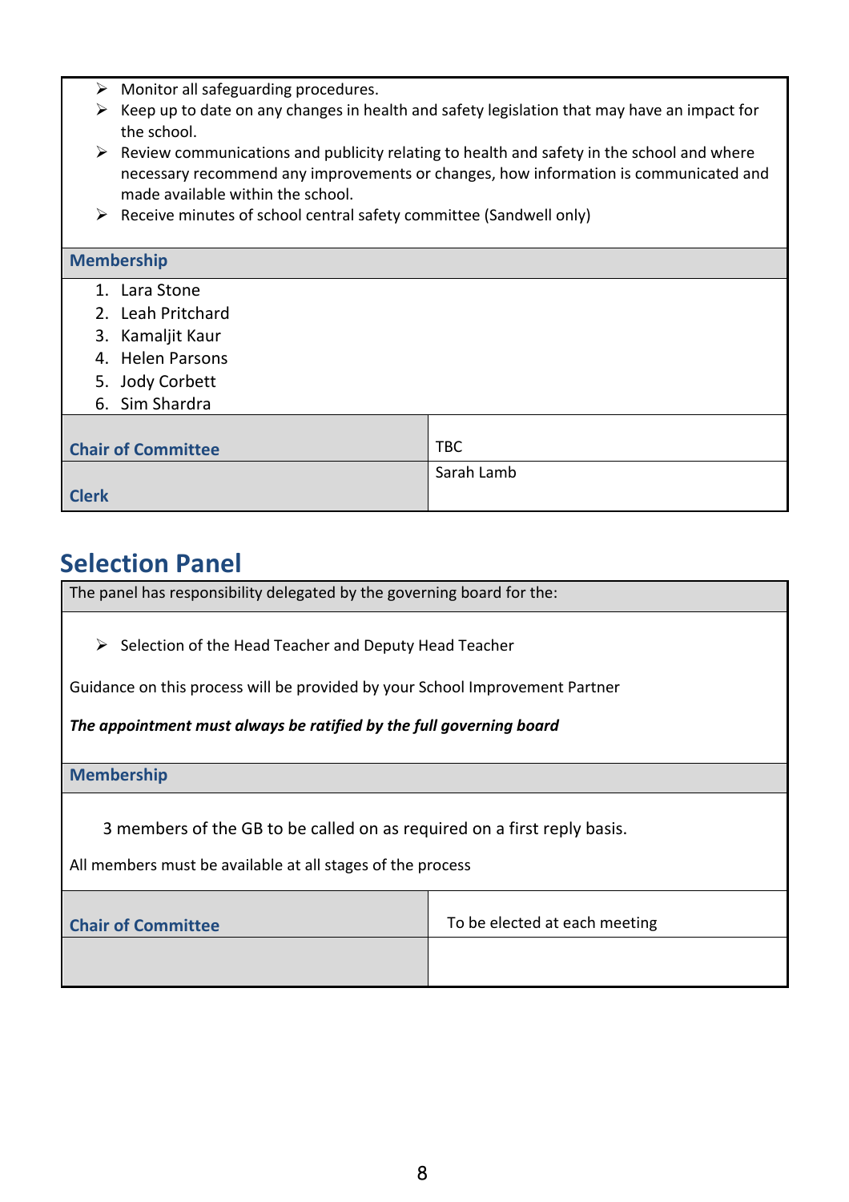- Monitor all safeguarding procedures.
- Keep up to date on any changes in health and safety legislation that may have an impact for the school.
- Review communications and publicity relating to health and safety in the school and where necessary recommend any improvements or changes, how information is communicated and made available within the school.
- Receive minutes of school central safety committee (Sandwell only)

**Membership**

1. Lara Stone
2. Leah Pritchard
3. Kamaljit Kaur
4. Helen Parsons
5. Jody Corbett
6. Sim Shardra

| **Chair of Committee** | TBC |
|---|---|
| **Clerk** | Sarah Lamb |

## Selection Panel

The panel has responsibility delegated by the governing board for the:

- Selection of the Head Teacher and Deputy Head Teacher

Guidance on this process will be provided by your School Improvement Partner

***The appointment must always be ratified by the full governing board***

**Membership**

3 members of the GB to be called on as required on a first reply basis.

All members must be available at all stages of the process

| **Chair of Committee** | To be elected at each meeting |
|---|---|
| | |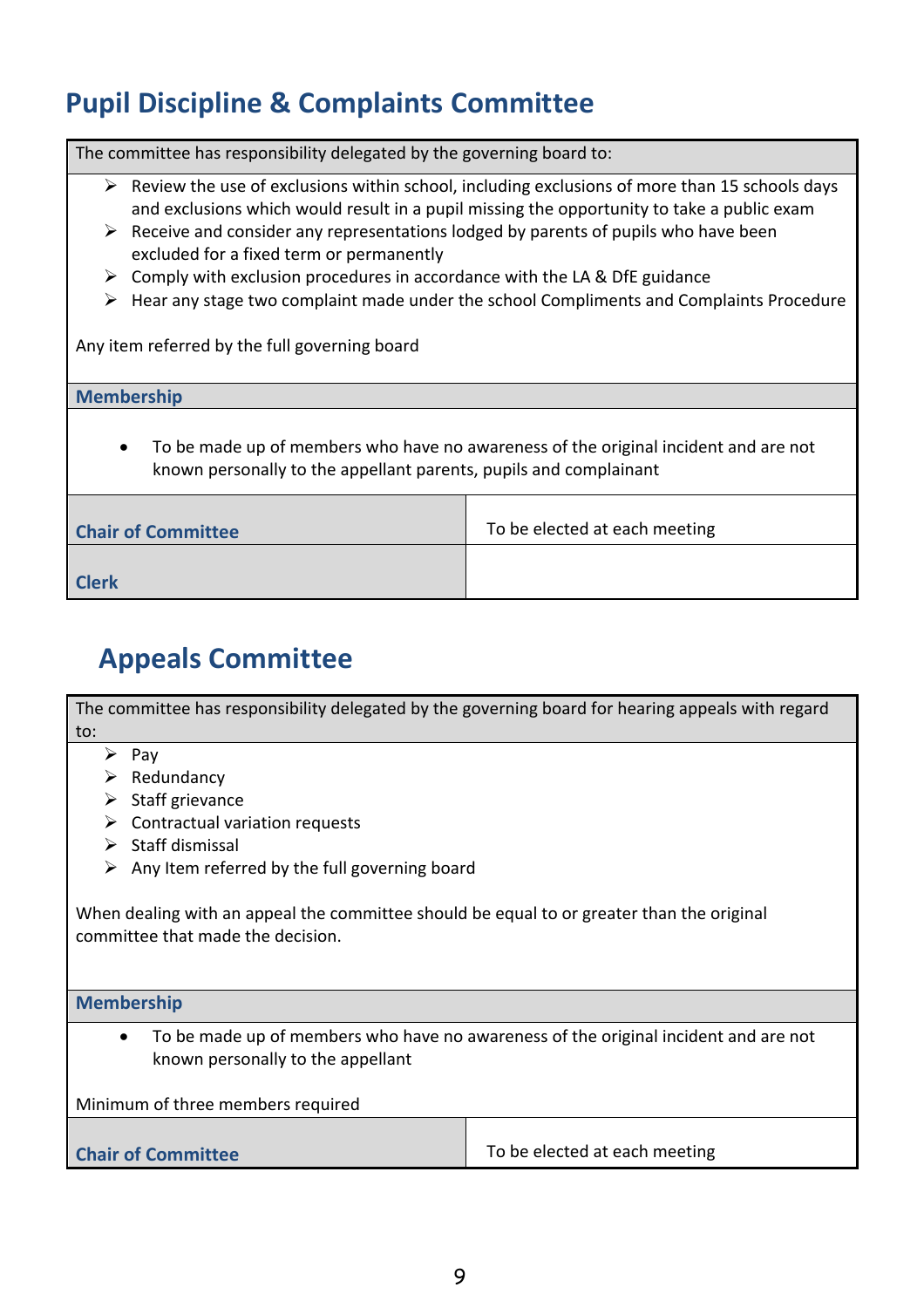## Pupil Discipline & Complaints Committee

The committee has responsibility delegated by the governing board to:

- Review the use of exclusions within school, including exclusions of more than 15 schools days and exclusions which would result in a pupil missing the opportunity to take a public exam
- Receive and consider any representations lodged by parents of pupils who have been excluded for a fixed term or permanently
- Comply with exclusion procedures in accordance with the LA & DfE guidance
- Hear any stage two complaint made under the school Compliments and Complaints Procedure

Any item referred by the full governing board

**Membership**

- To be made up of members who have no awareness of the original incident and are not known personally to the appellant parents, pupils and complainant

| | |
|---|---|
| **Chair of Committee** | To be elected at each meeting |
| **Clerk** | |

## Appeals Committee

The committee has responsibility delegated by the governing board for hearing appeals with regard to:

- Pay
- Redundancy
- Staff grievance
- Contractual variation requests
- Staff dismissal
- Any Item referred by the full governing board

When dealing with an appeal the committee should be equal to or greater than the original committee that made the decision.

**Membership**

- To be made up of members who have no awareness of the original incident and are not known personally to the appellant

Minimum of three members required

| | |
|---|---|
| **Chair of Committee** | To be elected at each meeting |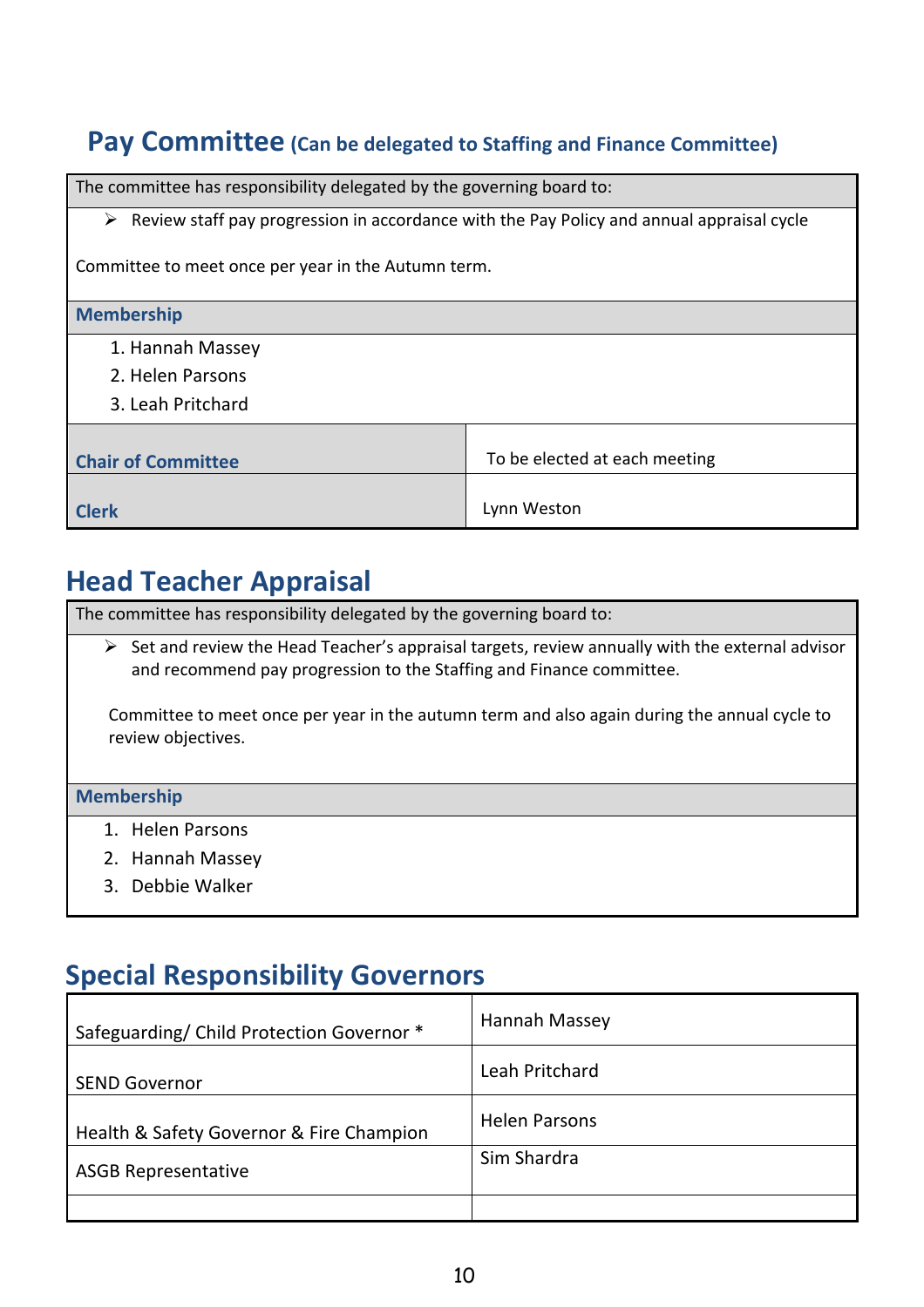## Pay Committee (Can be delegated to Staffing and Finance Committee)

The committee has responsibility delegated by the governing board to:

- Review staff pay progression in accordance with the Pay Policy and annual appraisal cycle

Committee to meet once per year in the Autumn term.

**Membership**

1. Hannah Massey
2. Helen Parsons
3. Leah Pritchard

| | |
|---|---|
| **Chair of Committee** | To be elected at each meeting |
| **Clerk** | Lynn Weston |

## Head Teacher Appraisal

The committee has responsibility delegated by the governing board to:

- Set and review the Head Teacher's appraisal targets, review annually with the external advisor and recommend pay progression to the Staffing and Finance committee.

Committee to meet once per year in the autumn term and also again during the annual cycle to review objectives.

**Membership**

1. Helen Parsons
2. Hannah Massey
3. Debbie Walker

## Special Responsibility Governors

| | |
|---|---|
| Safeguarding/ Child Protection Governor * | Hannah Massey |
| SEND Governor | Leah Pritchard |
| Health & Safety Governor & Fire Champion | Helen Parsons |
| ASGB Representative | Sim Shardra |
| | |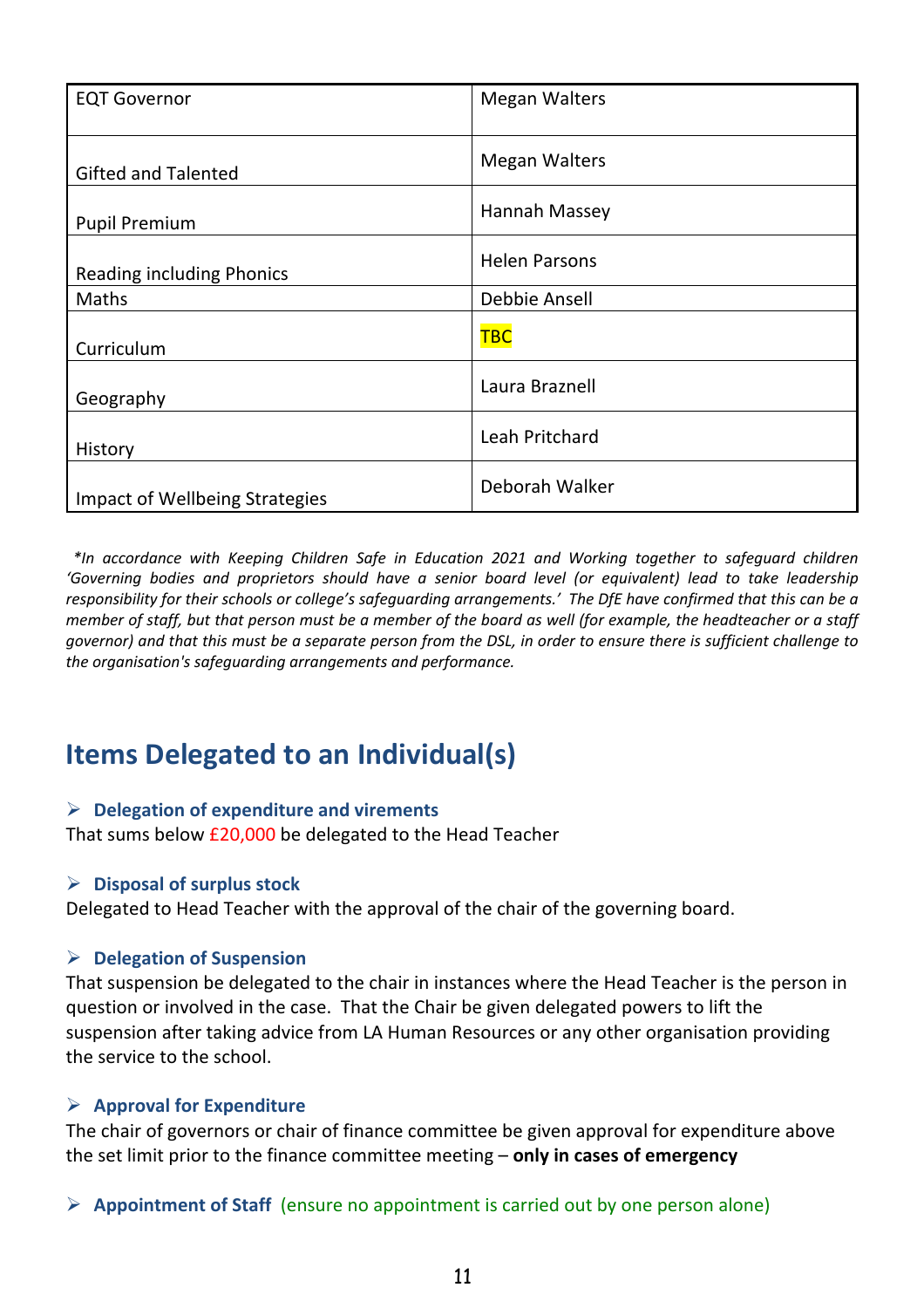| EQT Governor | Megan Walters |
|---|---|
| Gifted and Talented | Megan Walters |
| Pupil Premium | Hannah Massey |
| Reading including Phonics | Helen Parsons |
| Maths | Debbie Ansell |
| Curriculum | TBC |
| Geography | Laura Braznell |
| History | Leah Pritchard |
| Impact of Wellbeing Strategies | Deborah Walker |

*\*In accordance with Keeping Children Safe in Education 2021 and Working together to safeguard children 'Governing bodies and proprietors should have a senior board level (or equivalent) lead to take leadership responsibility for their schools or college's safeguarding arrangements.' The DfE have confirmed that this can be a member of staff, but that person must be a member of the board as well (for example, the headteacher or a staff governor) and that this must be a separate person from the DSL, in order to ensure there is sufficient challenge to the organisation's safeguarding arrangements and performance.*

## Items Delegated to an Individual(s)

- **Delegation of expenditure and virements**

That sums below £20,000 be delegated to the Head Teacher

- **Disposal of surplus stock**

Delegated to Head Teacher with the approval of the chair of the governing board.

- **Delegation of Suspension**

That suspension be delegated to the chair in instances where the Head Teacher is the person in question or involved in the case. That the Chair be given delegated powers to lift the suspension after taking advice from LA Human Resources or any other organisation providing the service to the school.

- **Approval for Expenditure**

The chair of governors or chair of finance committee be given approval for expenditure above the set limit prior to the finance committee meeting – **only in cases of emergency**

- **Appointment of Staff** (ensure no appointment is carried out by one person alone)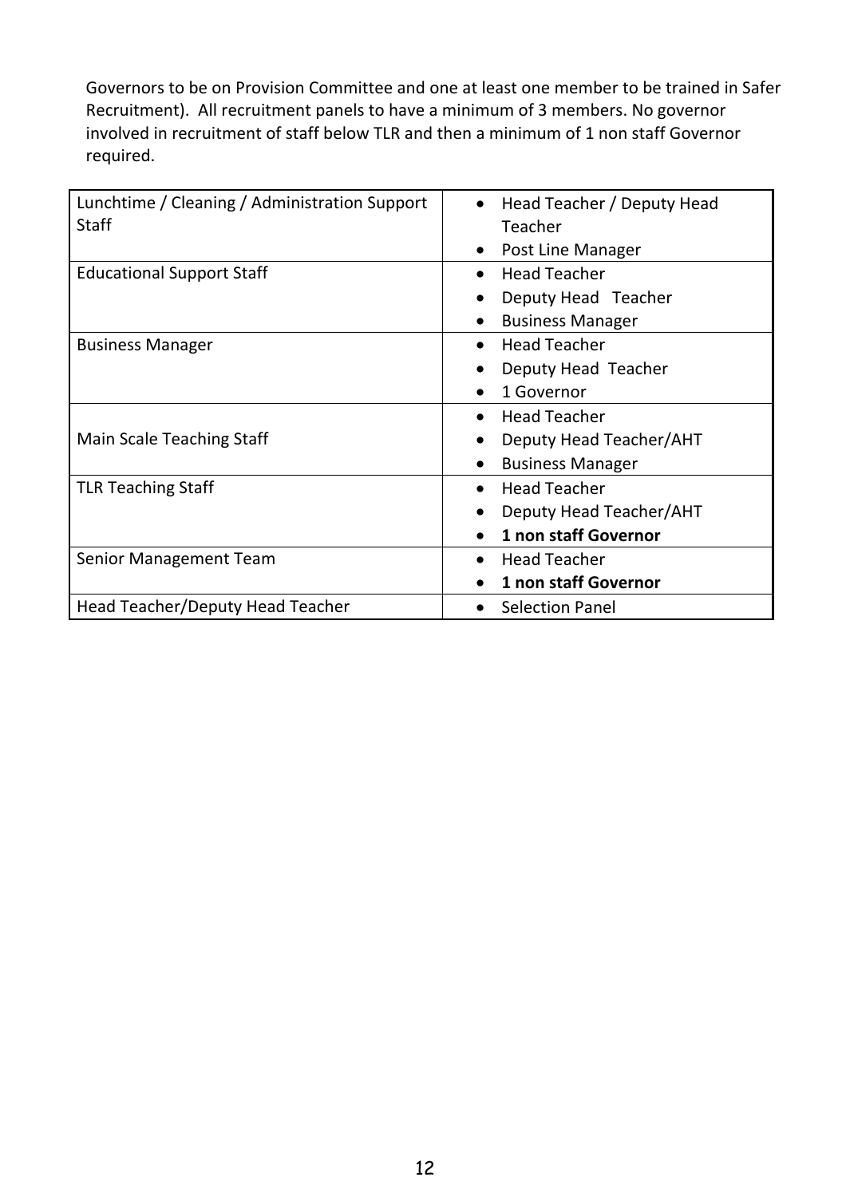Governors to be on Provision Committee and one at least one member to be trained in Safer Recruitment). All recruitment panels to have a minimum of 3 members. No governor involved in recruitment of staff below TLR and then a minimum of 1 non staff Governor required.

| | |
|---|---|
| Lunchtime / Cleaning / Administration Support Staff | • Head Teacher / Deputy Head Teacher<br>• Post Line Manager |
| Educational Support Staff | • Head Teacher<br>• Deputy Head Teacher<br>• Business Manager |
| Business Manager | • Head Teacher<br>• Deputy Head Teacher<br>• 1 Governor |
| Main Scale Teaching Staff | • Head Teacher<br>• Deputy Head Teacher/AHT<br>• Business Manager |
| TLR Teaching Staff | • Head Teacher<br>• Deputy Head Teacher/AHT<br>• **1 non staff Governor** |
| Senior Management Team | • Head Teacher<br>• **1 non staff Governor** |
| Head Teacher/Deputy Head Teacher | • Selection Panel |